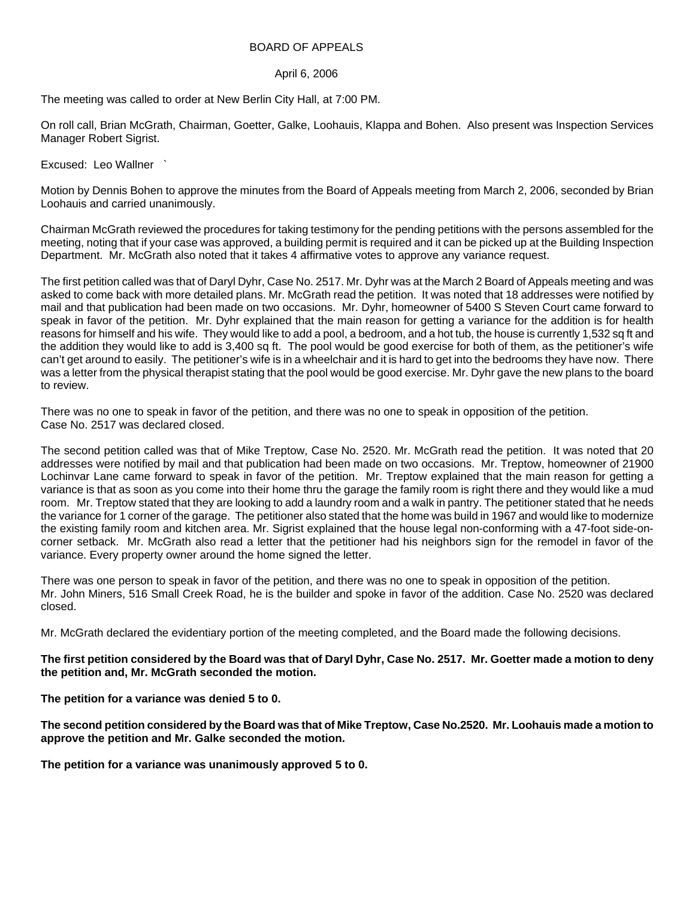# BOARD OF APPEALS

April 6, 2006

The meeting was called to order at New Berlin City Hall, at 7:00 PM.

On roll call, Brian McGrath, Chairman, Goetter, Galke, Loohauis, Klappa and Bohen. Also present was Inspection Services Manager Robert Sigrist.

Excused: Leo Wallner `

Motion by Dennis Bohen to approve the minutes from the Board of Appeals meeting from March 2, 2006, seconded by Brian Loohauis and carried unanimously.

Chairman McGrath reviewed the procedures for taking testimony for the pending petitions with the persons assembled for the meeting, noting that if your case was approved, a building permit is required and it can be picked up at the Building Inspection Department. Mr. McGrath also noted that it takes 4 affirmative votes to approve any variance request.

The first petition called was that of Daryl Dyhr, Case No. 2517. Mr. Dyhr was at the March 2 Board of Appeals meeting and was asked to come back with more detailed plans. Mr. McGrath read the petition. It was noted that 18 addresses were notified by mail and that publication had been made on two occasions. Mr. Dyhr, homeowner of 5400 S Steven Court came forward to speak in favor of the petition. Mr. Dyhr explained that the main reason for getting a variance for the addition is for health reasons for himself and his wife. They would like to add a pool, a bedroom, and a hot tub, the house is currently 1,532 sq ft and the addition they would like to add is 3,400 sq ft. The pool would be good exercise for both of them, as the petitioner's wife can't get around to easily. The petitioner's wife is in a wheelchair and it is hard to get into the bedrooms they have now. There was a letter from the physical therapist stating that the pool would be good exercise. Mr. Dyhr gave the new plans to the board to review.

There was no one to speak in favor of the petition, and there was no one to speak in opposition of the petition.
Case No. 2517 was declared closed.

The second petition called was that of Mike Treptow, Case No. 2520. Mr. McGrath read the petition. It was noted that 20 addresses were notified by mail and that publication had been made on two occasions. Mr. Treptow, homeowner of 21900 Lochinvar Lane came forward to speak in favor of the petition. Mr. Treptow explained that the main reason for getting a variance is that as soon as you come into their home thru the garage the family room is right there and they would like a mud room. Mr. Treptow stated that they are looking to add a laundry room and a walk in pantry. The petitioner stated that he needs the variance for 1 corner of the garage. The petitioner also stated that the home was build in 1967 and would like to modernize the existing family room and kitchen area. Mr. Sigrist explained that the house legal non-conforming with a 47-foot side-on-corner setback. Mr. McGrath also read a letter that the petitioner had his neighbors sign for the remodel in favor of the variance. Every property owner around the home signed the letter.

There was one person to speak in favor of the petition, and there was no one to speak in opposition of the petition.
Mr. John Miners, 516 Small Creek Road, he is the builder and spoke in favor of the addition. Case No. 2520 was declared closed.

Mr. McGrath declared the evidentiary portion of the meeting completed, and the Board made the following decisions.

**The first petition considered by the Board was that of Daryl Dyhr, Case No. 2517. Mr. Goetter made a motion to deny the petition and, Mr. McGrath seconded the motion.**

**The petition for a variance was denied 5 to 0.**

**The second petition considered by the Board was that of Mike Treptow, Case No.2520. Mr. Loohauis made a motion to approve the petition and Mr. Galke seconded the motion.**

**The petition for a variance was unanimously approved 5 to 0.**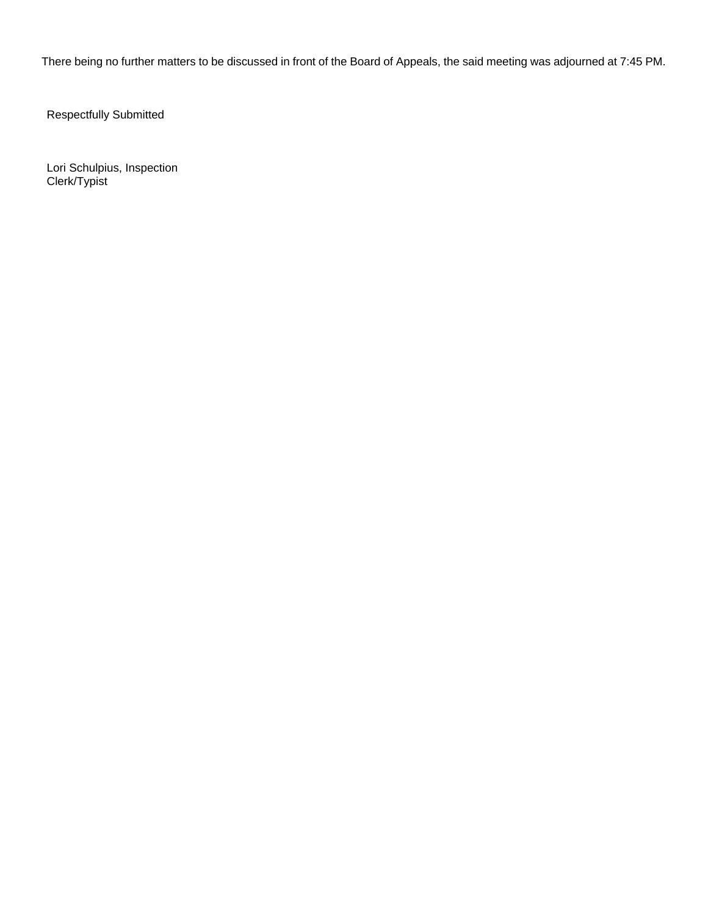There being no further matters to be discussed in front of the Board of Appeals, the said meeting was adjourned at 7:45 PM.

Respectfully Submitted

Lori Schulpius, Inspection
Clerk/Typist